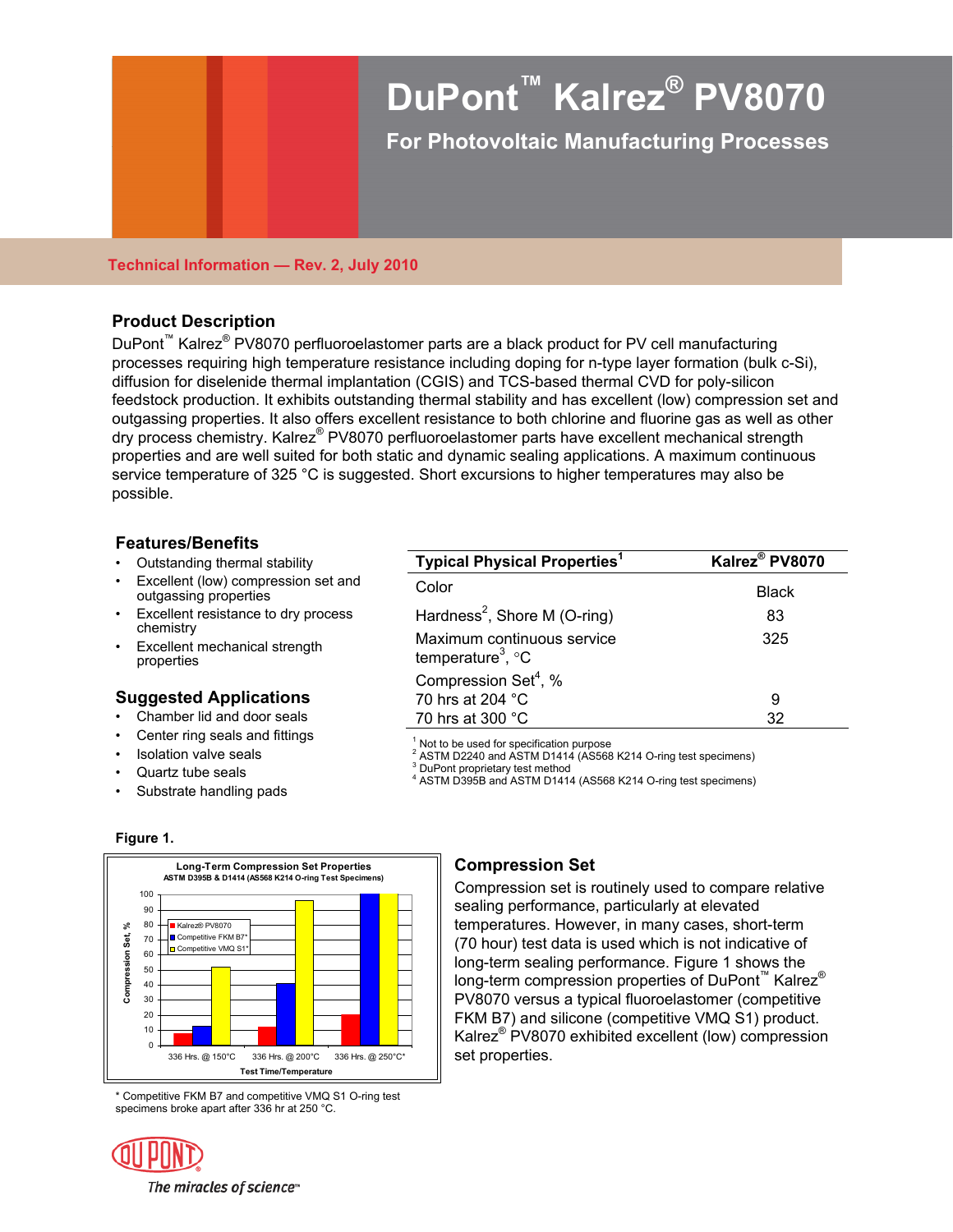# DuPont™ Kalrez® PV8070

## For Photovoltaic Manufacturing Processes

**Technical Information — Rev. 2, July 2010**

### Product Description

DuPont™ Kalrez® PV8070 perfluoroelastomer parts are a black product for PV cell manufacturing processes requiring high temperature resistance including doping for n-type layer formation (bulk c-Si), diffusion for diselenide thermal implantation (CGIS) and TCS-based thermal CVD for poly-silicon feedstock production. It exhibits outstanding thermal stability and has excellent (low) compression set and outgassing properties. It also offers excellent resistance to both chlorine and fluorine gas as well as other dry process chemistry. Kalrez® PV8070 perfluoroelastomer parts have excellent mechanical strength properties and are well suited for both static and dynamic sealing applications. A maximum continuous service temperature of 325 °C is suggested. Short excursions to higher temperatures may also be possible.

### Features/Benefits

- Outstanding thermal stability
- Excellent (low) compression set and outgassing properties
- Excellent resistance to dry process chemistry
- Excellent mechanical strength properties

### Suggested Applications

- Chamber lid and door seals
- Center ring seals and fittings
- Isolation valve seals
- Quartz tube seals
- Substrate handling pads

| Typical Physical Properties[1] | Kalrez® PV8070 |
|---|---|
| Color | Black |
| Hardness[2], Shore M (O-ring) | 83 |
| Maximum continuous service temperature[3], °C | 325 |
| Compression Set[4], % | |
| 70 hrs at 204 °C | 9 |
| 70 hrs at 300 °C | 32 |

[1] Not to be used for specification purpose
[2] ASTM D2240 and ASTM D1414 (AS568 K214 O-ring test specimens)
[3] DuPont proprietary test method
[4] ASTM D395B and ASTM D1414 (AS568 K214 O-ring test specimens)

**Figure 1.**

Long-Term Compression Set Properties
ASTM D395B & D1414 (AS568 K214 O-ring Test Specimens)

Compression Set, %
0
10
20
30
40
50
60
70
80
90
100

Kalrez® PV8070
Competitive FKM B7*
Competitive VMQ S1*

336 Hrs. @ 150°C
336 Hrs. @ 200°C
336 Hrs. @ 250°C*

Test Time/Temperature

\* Competitive FKM B7 and competitive VMQ S1 O-ring test specimens broke apart after 336 hr at 250 °C.

### Compression Set

Compression set is routinely used to compare relative sealing performance, particularly at elevated temperatures. However, in many cases, short-term (70 hour) test data is used which is not indicative of long-term sealing performance. Figure 1 shows the long-term compression properties of DuPont™ Kalrez® PV8070 versus a typical fluoroelastomer (competitive FKM B7) and silicone (competitive VMQ S1) product. Kalrez® PV8070 exhibited excellent (low) compression set properties.

The miracles of science™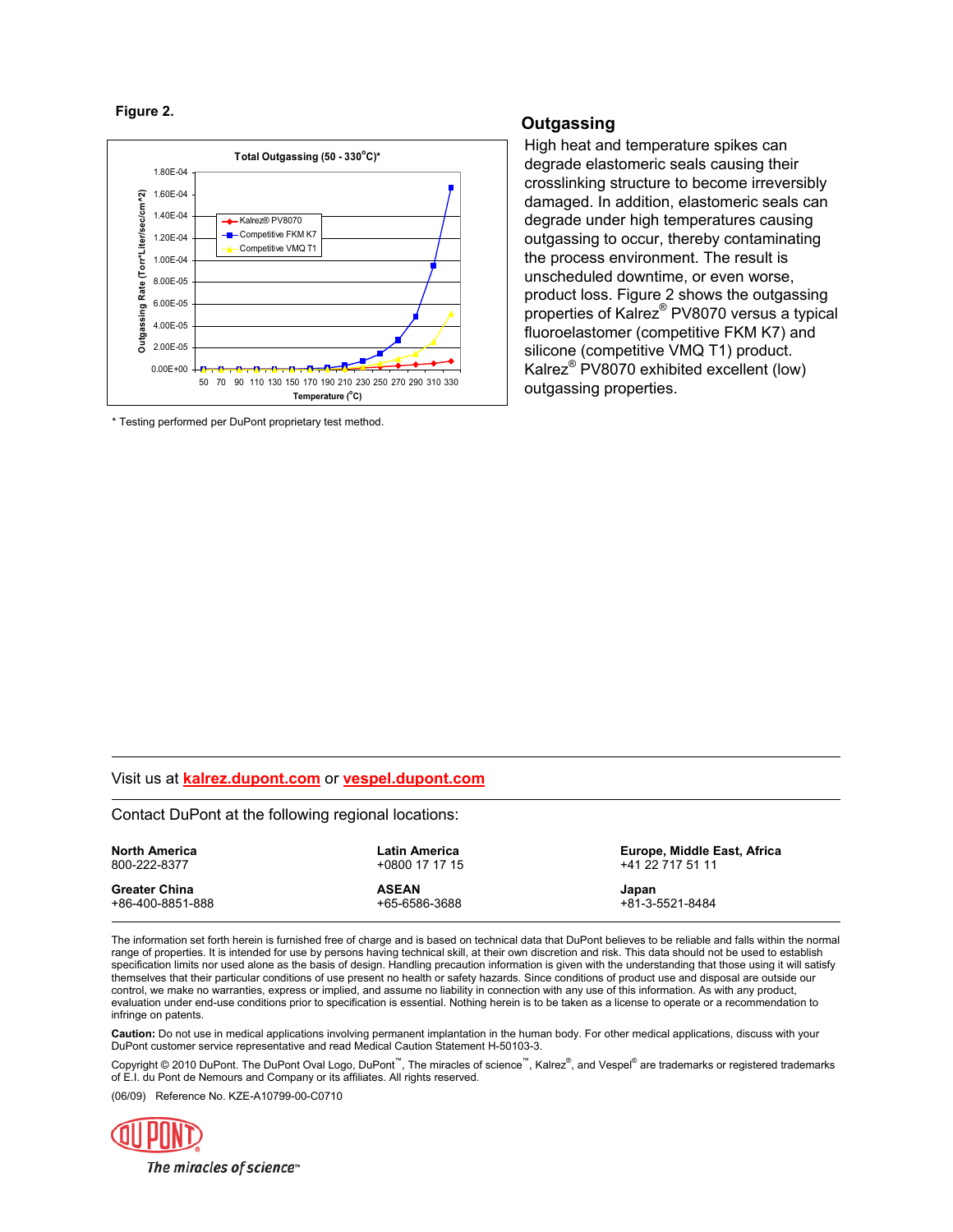**Figure 2.**

Total Outgassing (50 - 330°C)*

Outgassing Rate (Torr*Liter/sec/cm^2)

1.80E-04
1.60E-04
1.40E-04
1.20E-04
1.00E-04
8.00E-05
6.00E-05
4.00E-05
2.00E-05
0.00E+00

50 70 90 110 130 150 170 190 210 230 250 270 290 310 330

Temperature (°C)

Kalrez® PV8070
Competitive FKM K7
Competitive VMQ T1

\* Testing performed per DuPont proprietary test method.

## Outgassing

High heat and temperature spikes can degrade elastomeric seals causing their crosslinking structure to become irreversibly damaged. In addition, elastomeric seals can degrade under high temperatures causing outgassing to occur, thereby contaminating the process environment. The result is unscheduled downtime, or even worse, product loss. Figure 2 shows the outgassing properties of Kalrez® PV8070 versus a typical fluoroelastomer (competitive FKM K7) and silicone (competitive VMQ T1) product. Kalrez® PV8070 exhibited excellent (low) outgassing properties.

---

Visit us at **kalrez.dupont.com** or **vespel.dupont.com**

---

Contact DuPont at the following regional locations:

**North America**
800-222-8377

**Latin America**
+0800 17 17 15

**Europe, Middle East, Africa**
+41 22 717 51 11

**Greater China**
+86-400-8851-888

**ASEAN**
+65-6586-3688

**Japan**
+81-3-5521-8484

---

The information set forth herein is furnished free of charge and is based on technical data that DuPont believes to be reliable and falls within the normal range of properties. It is intended for use by persons having technical skill, at their own discretion and risk. This data should not be used to establish specification limits nor used alone as the basis of design. Handling precaution information is given with the understanding that those using it will satisfy themselves that their particular conditions of use present no health or safety hazards. Since conditions of product use and disposal are outside our control, we make no warranties, express or implied, and assume no liability in connection with any use of this information. As with any product, evaluation under end-use conditions prior to specification is essential. Nothing herein is to be taken as a license to operate or a recommendation to infringe on patents.

**Caution:** Do not use in medical applications involving permanent implantation in the human body. For other medical applications, discuss with your DuPont customer service representative and read Medical Caution Statement H-50103-3.

Copyright © 2010 DuPont. The DuPont Oval Logo, DuPont™, The miracles of science™, Kalrez®, and Vespel® are trademarks or registered trademarks of E.I. du Pont de Nemours and Company or its affiliates. All rights reserved.

(06/09) Reference No. KZE-A10799-00-C0710

*The miracles of science™*